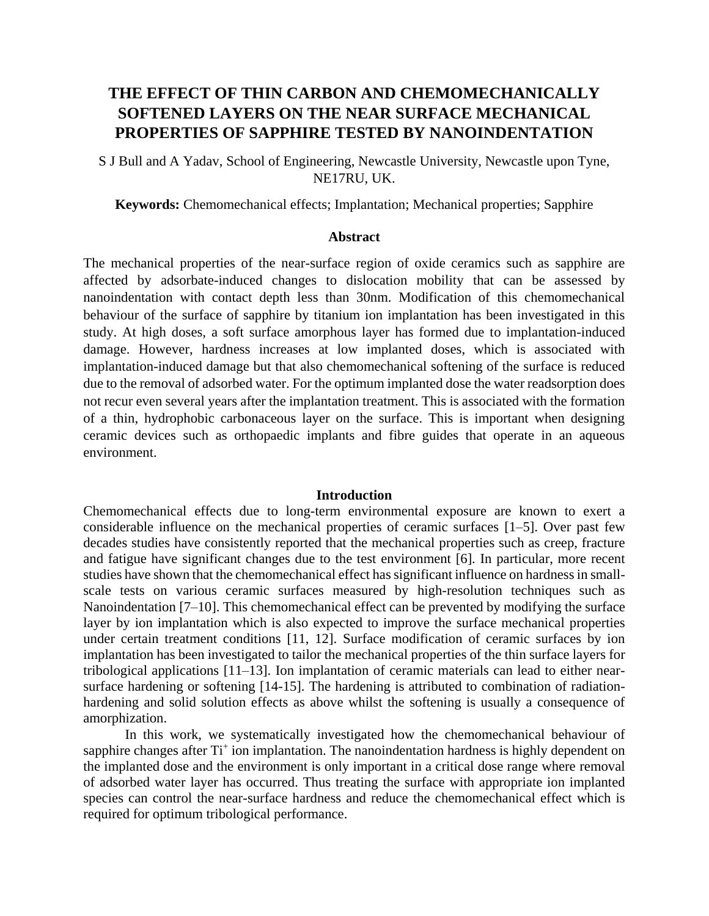# THE EFFECT OF THIN CARBON AND CHEMOMECHANICALLY SOFTENED LAYERS ON THE NEAR SURFACE MECHANICAL PROPERTIES OF SAPPHIRE TESTED BY NANOINDENTATION

S J Bull and A Yadav, School of Engineering, Newcastle University, Newcastle upon Tyne, NE17RU, UK.

**Keywords:** Chemomechanical effects; Implantation; Mechanical properties; Sapphire

### Abstract

The mechanical properties of the near-surface region of oxide ceramics such as sapphire are affected by adsorbate-induced changes to dislocation mobility that can be assessed by nanoindentation with contact depth less than 30nm. Modification of this chemomechanical behaviour of the surface of sapphire by titanium ion implantation has been investigated in this study. At high doses, a soft surface amorphous layer has formed due to implantation-induced damage. However, hardness increases at low implanted doses, which is associated with implantation-induced damage but that also chemomechanical softening of the surface is reduced due to the removal of adsorbed water. For the optimum implanted dose the water readsorption does not recur even several years after the implantation treatment. This is associated with the formation of a thin, hydrophobic carbonaceous layer on the surface. This is important when designing ceramic devices such as orthopaedic implants and fibre guides that operate in an aqueous environment.

### Introduction

Chemomechanical effects due to long-term environmental exposure are known to exert a considerable influence on the mechanical properties of ceramic surfaces [1–5]. Over past few decades studies have consistently reported that the mechanical properties such as creep, fracture and fatigue have significant changes due to the test environment [6]. In particular, more recent studies have shown that the chemomechanical effect has significant influence on hardness in small-scale tests on various ceramic surfaces measured by high-resolution techniques such as Nanoindentation [7–10]. This chemomechanical effect can be prevented by modifying the surface layer by ion implantation which is also expected to improve the surface mechanical properties under certain treatment conditions [11, 12]. Surface modification of ceramic surfaces by ion implantation has been investigated to tailor the mechanical properties of the thin surface layers for tribological applications [11–13]. Ion implantation of ceramic materials can lead to either near-surface hardening or softening [14-15]. The hardening is attributed to combination of radiation-hardening and solid solution effects as above whilst the softening is usually a consequence of amorphization.

In this work, we systematically investigated how the chemomechanical behaviour of sapphire changes after $Ti^+$ ion implantation. The nanoindentation hardness is highly dependent on the implanted dose and the environment is only important in a critical dose range where removal of adsorbed water layer has occurred. Thus treating the surface with appropriate ion implanted species can control the near-surface hardness and reduce the chemomechanical effect which is required for optimum tribological performance.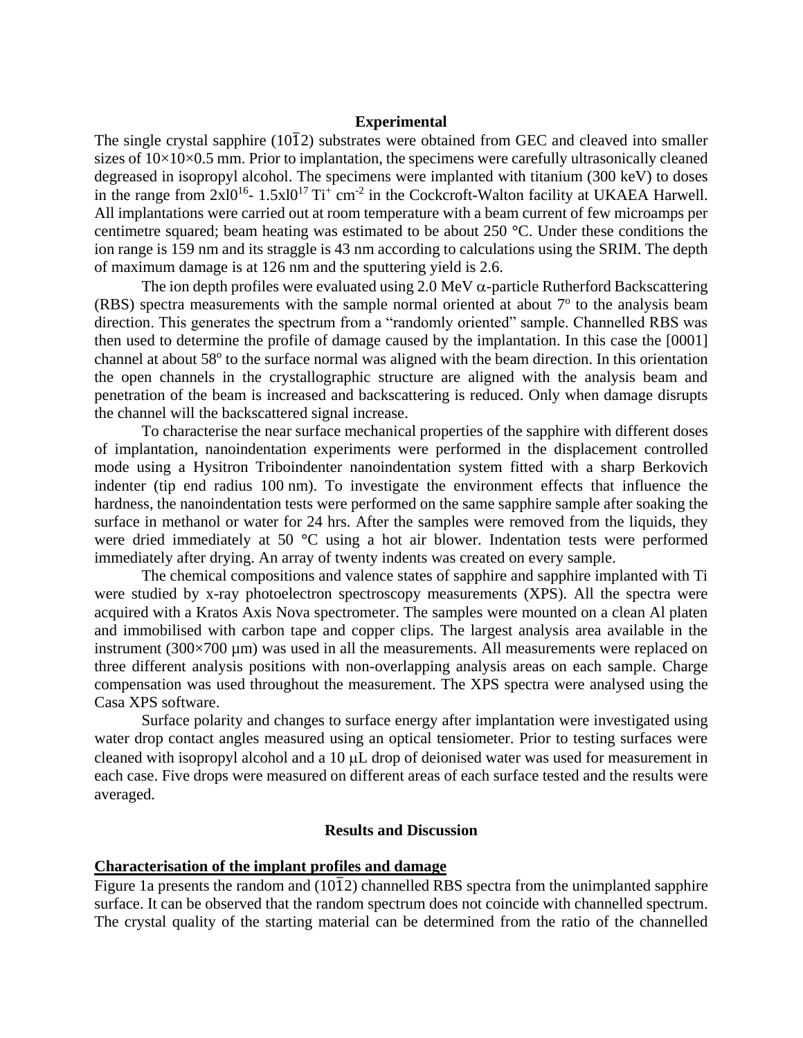**Experimental**

The single crystal sapphire $(10\bar{1}2)$ substrates were obtained from GEC and cleaved into smaller sizes of 10×10×0.5 mm. Prior to implantation, the specimens were carefully ultrasonically cleaned degreased in isopropyl alcohol. The specimens were implanted with titanium (300 keV) to doses in the range from $2x10^{16}$- $1.5x10^{17}$ $Ti^+$ $cm^{-2}$ in the Cockcroft-Walton facility at UKAEA Harwell. All implantations were carried out at room temperature with a beam current of few microamps per centimetre squared; beam heating was estimated to be about 250 °C. Under these conditions the ion range is 159 nm and its straggle is 43 nm according to calculations using the SRIM. The depth of maximum damage is at 126 nm and the sputtering yield is 2.6.

The ion depth profiles were evaluated using 2.0 MeV $\alpha$-particle Rutherford Backscattering (RBS) spectra measurements with the sample normal oriented at about 7° to the analysis beam direction. This generates the spectrum from a "randomly oriented" sample. Channelled RBS was then used to determine the profile of damage caused by the implantation. In this case the [0001] channel at about 58° to the surface normal was aligned with the beam direction. In this orientation the open channels in the crystallographic structure are aligned with the analysis beam and penetration of the beam is increased and backscattering is reduced. Only when damage disrupts the channel will the backscattered signal increase.

To characterise the near surface mechanical properties of the sapphire with different doses of implantation, nanoindentation experiments were performed in the displacement controlled mode using a Hysitron Triboindenter nanoindentation system fitted with a sharp Berkovich indenter (tip end radius 100 nm). To investigate the environment effects that influence the hardness, the nanoindentation tests were performed on the same sapphire sample after soaking the surface in methanol or water for 24 hrs. After the samples were removed from the liquids, they were dried immediately at 50 °C using a hot air blower. Indentation tests were performed immediately after drying. An array of twenty indents was created on every sample.

The chemical compositions and valence states of sapphire and sapphire implanted with Ti were studied by x-ray photoelectron spectroscopy measurements (XPS). All the spectra were acquired with a Kratos Axis Nova spectrometer. The samples were mounted on a clean Al platen and immobilised with carbon tape and copper clips. The largest analysis area available in the instrument (300×700 µm) was used in all the measurements. All measurements were replaced on three different analysis positions with non-overlapping analysis areas on each sample. Charge compensation was used throughout the measurement. The XPS spectra were analysed using the Casa XPS software.

Surface polarity and changes to surface energy after implantation were investigated using water drop contact angles measured using an optical tensiometer. Prior to testing surfaces were cleaned with isopropyl alcohol and a 10 $\mu$L drop of deionised water was used for measurement in each case. Five drops were measured on different areas of each surface tested and the results were averaged.

**Results and Discussion**

**Characterisation of the implant profiles and damage**

Figure 1a presents the random and $(10\bar{1}2)$ channelled RBS spectra from the unimplanted sapphire surface. It can be observed that the random spectrum does not coincide with channelled spectrum. The crystal quality of the starting material can be determined from the ratio of the channelled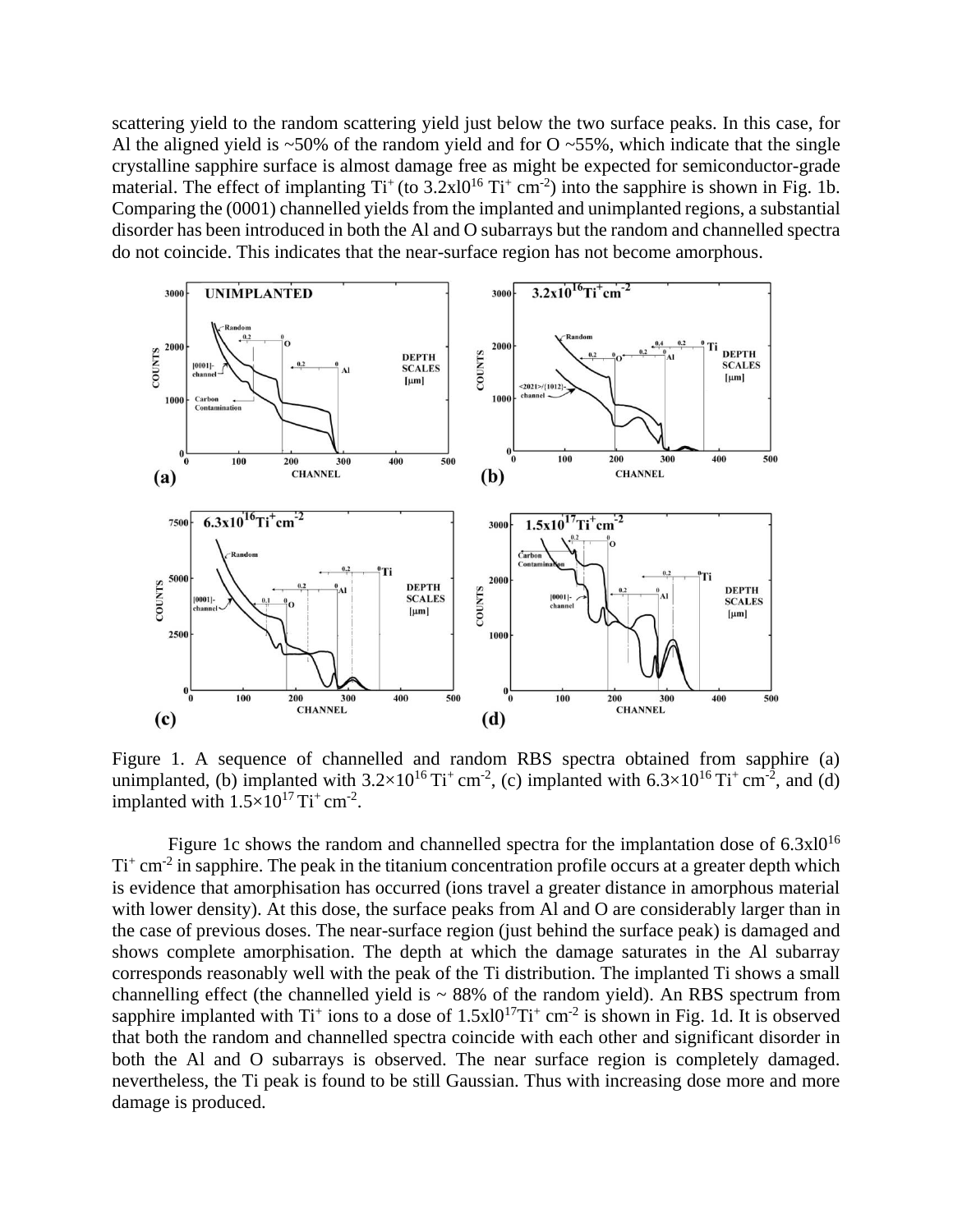scattering yield to the random scattering yield just below the two surface peaks. In this case, for Al the aligned yield is ~50% of the random yield and for O ~55%, which indicate that the single crystalline sapphire surface is almost damage free as might be expected for semiconductor-grade material. The effect of implanting $Ti^+$ (to 3.2xl0$^{16}$ $Ti^+$ cm$^{-2}$) into the sapphire is shown in Fig. 1b. Comparing the (0001) channelled yields from the implanted and unimplanted regions, a substantial disorder has been introduced in both the Al and O subarrays but the random and channelled spectra do not coincide. This indicates that the near-surface region has not become amorphous.

Figure 1. A sequence of channelled and random RBS spectra obtained from sapphire (a) unimplanted, (b) implanted with $3.2\times10^{16}$ $Ti^+$ cm$^{-2}$, (c) implanted with $6.3\times10^{16}$ $Ti^+$ cm$^{-2}$, and (d) implanted with $1.5\times10^{17}$ $Ti^+$ cm$^{-2}$.

Figure 1c shows the random and channelled spectra for the implantation dose of 6.3xl0$^{16}$ $Ti^+$ cm$^{-2}$ in sapphire. The peak in the titanium concentration profile occurs at a greater depth which is evidence that amorphisation has occurred (ions travel a greater distance in amorphous material with lower density). At this dose, the surface peaks from Al and O are considerably larger than in the case of previous doses. The near-surface region (just behind the surface peak) is damaged and shows complete amorphisation. The depth at which the damage saturates in the Al subarray corresponds reasonably well with the peak of the Ti distribution. The implanted Ti shows a small channelling effect (the channelled yield is ~ 88% of the random yield). An RBS spectrum from sapphire implanted with $Ti^+$ ions to a dose of 1.5xl0$^{17}$$Ti^+$ cm$^{-2}$ is shown in Fig. 1d. It is observed that both the random and channelled spectra coincide with each other and significant disorder in both the Al and O subarrays is observed. The near surface region is completely damaged. nevertheless, the Ti peak is found to be still Gaussian. Thus with increasing dose more and more damage is produced.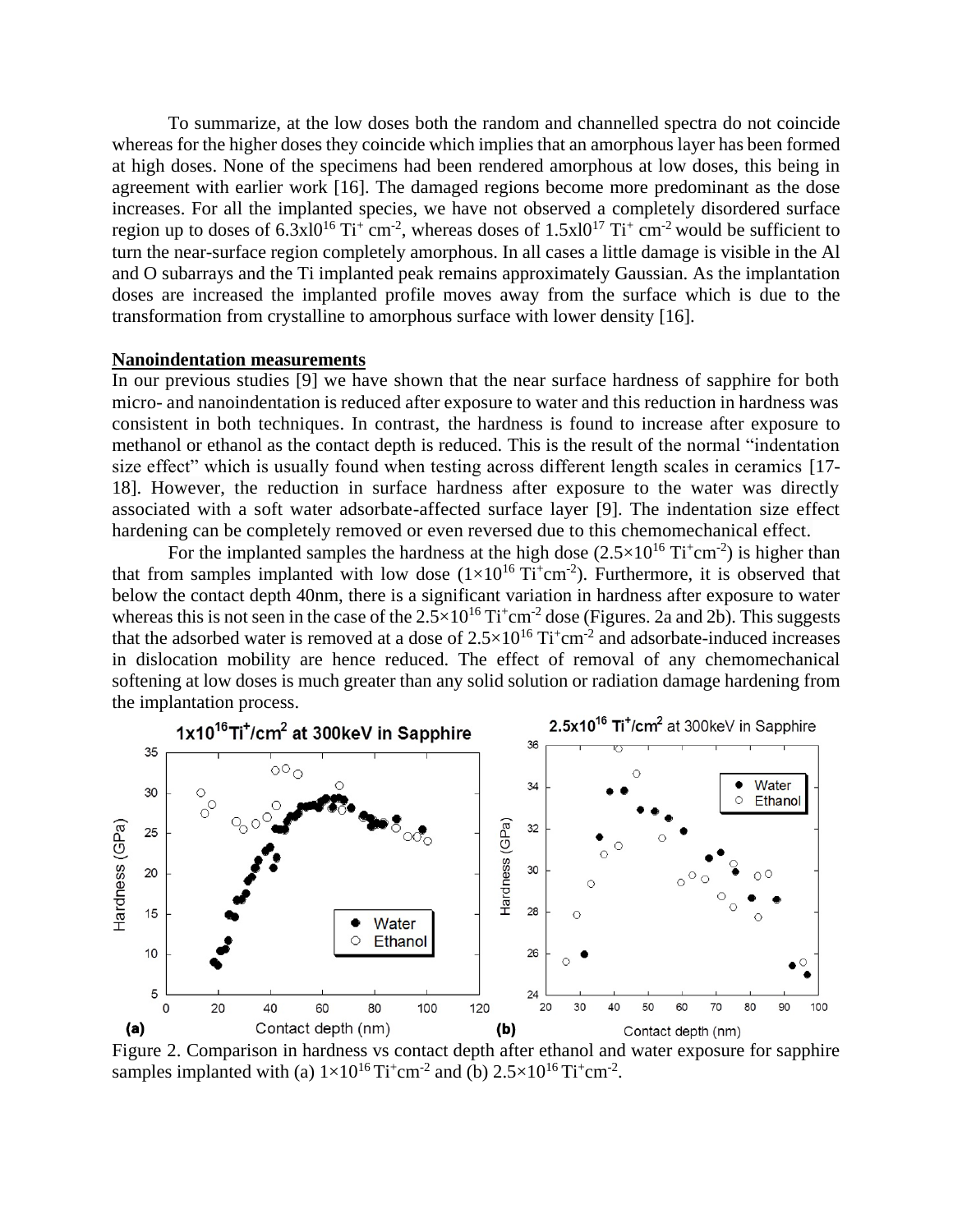To summarize, at the low doses both the random and channelled spectra do not coincide whereas for the higher doses they coincide which implies that an amorphous layer has been formed at high doses. None of the specimens had been rendered amorphous at low doses, this being in agreement with earlier work [16]. The damaged regions become more predominant as the dose increases. For all the implanted species, we have not observed a completely disordered surface region up to doses of $6.3 \times 10^{16}$ $Ti^{+}$ $cm^{-2}$, whereas doses of $1.5 \times 10^{17}$ $Ti^{+}$ $cm^{-2}$ would be sufficient to turn the near-surface region completely amorphous. In all cases a little damage is visible in the Al and O subarrays and the Ti implanted peak remains approximately Gaussian. As the implantation doses are increased the implanted profile moves away from the surface which is due to the transformation from crystalline to amorphous surface with lower density [16].

## Nanoindentation measurements

In our previous studies [9] we have shown that the near surface hardness of sapphire for both micro- and nanoindentation is reduced after exposure to water and this reduction in hardness was consistent in both techniques. In contrast, the hardness is found to increase after exposure to methanol or ethanol as the contact depth is reduced. This is the result of the normal "indentation size effect" which is usually found when testing across different length scales in ceramics [17-18]. However, the reduction in surface hardness after exposure to the water was directly associated with a soft water adsorbate-affected surface layer [9]. The indentation size effect hardening can be completely removed or even reversed due to this chemomechanical effect.

For the implanted samples the hardness at the high dose ($2.5\times10^{16}$ $Ti^{+}cm^{-2}$) is higher than that from samples implanted with low dose ($1\times10^{16}$ $Ti^{+}cm^{-2}$). Furthermore, it is observed that below the contact depth 40nm, there is a significant variation in hardness after exposure to water whereas this is not seen in the case of the $2.5\times10^{16}$ $Ti^{+}cm^{-2}$ dose (Figures. 2a and 2b). This suggests that the adsorbed water is removed at a dose of $2.5\times10^{16}$ $Ti^{+}cm^{-2}$ and adsorbate-induced increases in dislocation mobility are hence reduced. The effect of removal of any chemomechanical softening at low doses is much greater than any solid solution or radiation damage hardening from the implantation process.

Figure 2. Comparison in hardness vs contact depth after ethanol and water exposure for sapphire samples implanted with (a) $1\times10^{16}$ $Ti^{+}cm^{-2}$ and (b) $2.5\times10^{16}$ $Ti^{+}cm^{-2}$.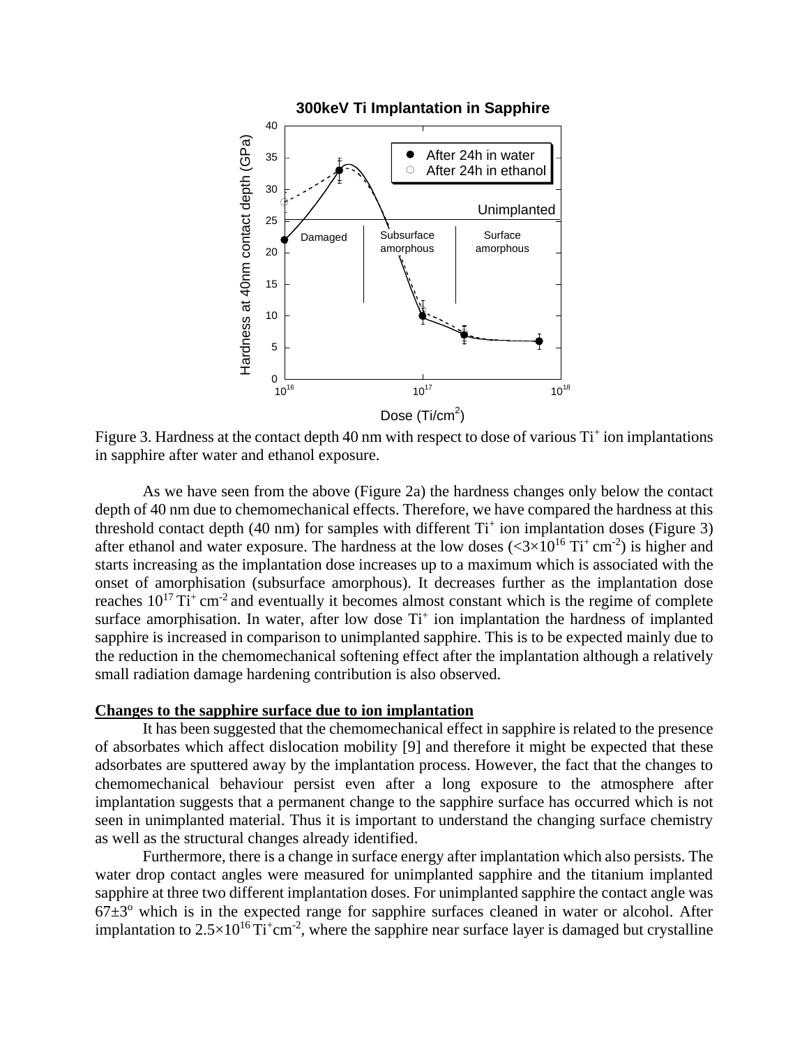Figure 3. Hardness at the contact depth 40 nm with respect to dose of various $Ti^+$ ion implantations in sapphire after water and ethanol exposure.

As we have seen from the above (Figure 2a) the hardness changes only below the contact depth of 40 nm due to chemomechanical effects. Therefore, we have compared the hardness at this threshold contact depth (40 nm) for samples with different $Ti^+$ ion implantation doses (Figure 3) after ethanol and water exposure. The hardness at the low doses ($<3\times10^{16}$ $Ti^+$ $cm^{-2}$) is higher and starts increasing as the implantation dose increases up to a maximum which is associated with the onset of amorphisation (subsurface amorphous). It decreases further as the implantation dose reaches $10^{17}$ $Ti^+$ $cm^{-2}$ and eventually it becomes almost constant which is the regime of complete surface amorphisation. In water, after low dose $Ti^+$ ion implantation the hardness of implanted sapphire is increased in comparison to unimplanted sapphire. This is to be expected mainly due to the reduction in the chemomechanical softening effect after the implantation although a relatively small radiation damage hardening contribution is also observed.

**Changes to the sapphire surface due to ion implantation**

It has been suggested that the chemomechanical effect in sapphire is related to the presence of absorbates which affect dislocation mobility [9] and therefore it might be expected that these adsorbates are sputtered away by the implantation process. However, the fact that the changes to chemomechanical behaviour persist even after a long exposure to the atmosphere after implantation suggests that a permanent change to the sapphire surface has occurred which is not seen in unimplanted material. Thus it is important to understand the changing surface chemistry as well as the structural changes already identified.

Furthermore, there is a change in surface energy after implantation which also persists. The water drop contact angles were measured for unimplanted sapphire and the titanium implanted sapphire at three two different implantation doses. For unimplanted sapphire the contact angle was $67\pm3^o$ which is in the expected range for sapphire surfaces cleaned in water or alcohol. After implantation to $2.5\times10^{16}$ $Ti^+cm^{-2}$, where the sapphire near surface layer is damaged but crystalline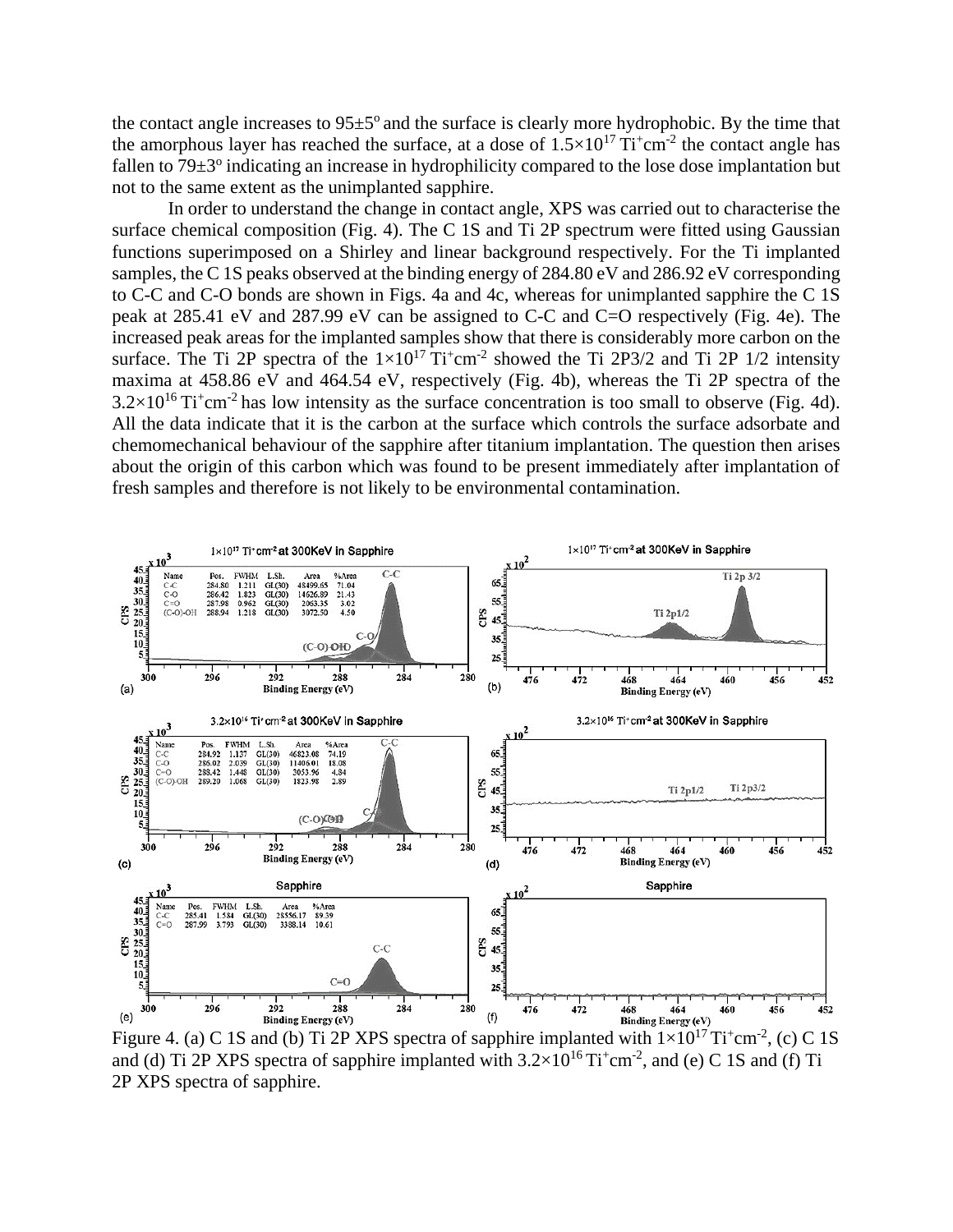the contact angle increases to 95±5° and the surface is clearly more hydrophobic. By the time that the amorphous layer has reached the surface, at a dose of $1.5\times10^{17}$ Ti$^+$cm$^{-2}$ the contact angle has fallen to 79±3° indicating an increase in hydrophilicity compared to the lose dose implantation but not to the same extent as the unimplanted sapphire.

In order to understand the change in contact angle, XPS was carried out to characterise the surface chemical composition (Fig. 4). The C 1S and Ti 2P spectrum were fitted using Gaussian functions superimposed on a Shirley and linear background respectively. For the Ti implanted samples, the C 1S peaks observed at the binding energy of 284.80 eV and 286.92 eV corresponding to C-C and C-O bonds are shown in Figs. 4a and 4c, whereas for unimplanted sapphire the C 1S peak at 285.41 eV and 287.99 eV can be assigned to C-C and C=O respectively (Fig. 4e). The increased peak areas for the implanted samples show that there is considerably more carbon on the surface. The Ti 2P spectra of the $1\times10^{17}$ Ti$^+$cm$^{-2}$ showed the Ti 2P3/2 and Ti 2P 1/2 intensity maxima at 458.86 eV and 464.54 eV, respectively (Fig. 4b), whereas the Ti 2P spectra of the $3.2\times10^{16}$ Ti$^+$cm$^{-2}$ has low intensity as the surface concentration is too small to observe (Fig. 4d). All the data indicate that it is the carbon at the surface which controls the surface adsorbate and chemomechanical behaviour of the sapphire after titanium implantation. The question then arises about the origin of this carbon which was found to be present immediately after implantation of fresh samples and therefore is not likely to be environmental contamination.

Figure 4. (a) C 1S and (b) Ti 2P XPS spectra of sapphire implanted with $1\times10^{17}$ Ti$^+$cm$^{-2}$, (c) C 1S and (d) Ti 2P XPS spectra of sapphire implanted with $3.2\times10^{16}$ Ti$^+$cm$^{-2}$, and (e) C 1S and (f) Ti 2P XPS spectra of sapphire.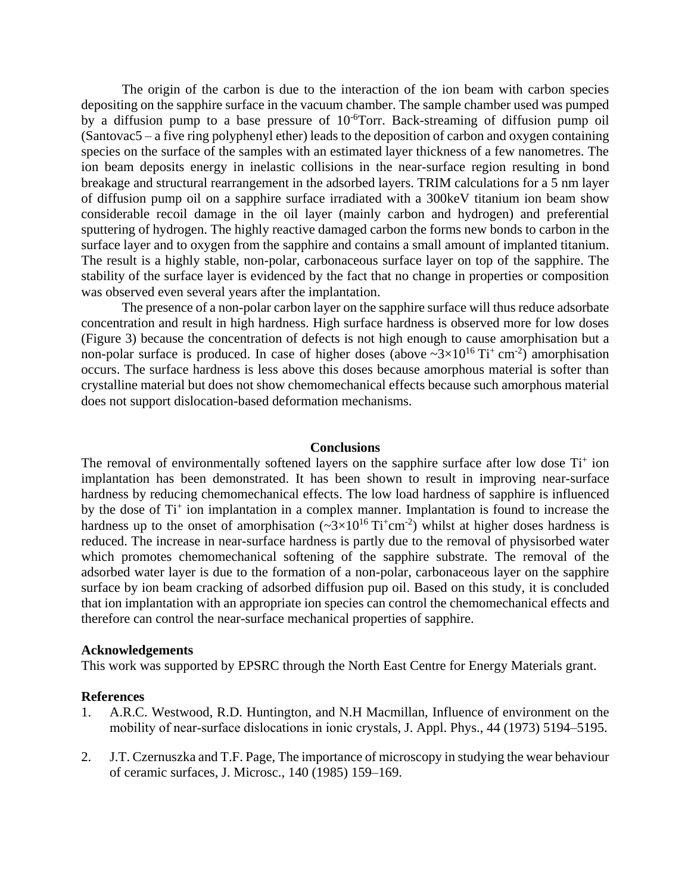The origin of the carbon is due to the interaction of the ion beam with carbon species depositing on the sapphire surface in the vacuum chamber. The sample chamber used was pumped by a diffusion pump to a base pressure of $10^{-6}$Torr. Back-streaming of diffusion pump oil (Santovac5 – a five ring polyphenyl ether) leads to the deposition of carbon and oxygen containing species on the surface of the samples with an estimated layer thickness of a few nanometres. The ion beam deposits energy in inelastic collisions in the near-surface region resulting in bond breakage and structural rearrangement in the adsorbed layers. TRIM calculations for a 5 nm layer of diffusion pump oil on a sapphire surface irradiated with a 300keV titanium ion beam show considerable recoil damage in the oil layer (mainly carbon and hydrogen) and preferential sputtering of hydrogen. The highly reactive damaged carbon the forms new bonds to carbon in the surface layer and to oxygen from the sapphire and contains a small amount of implanted titanium. The result is a highly stable, non-polar, carbonaceous surface layer on top of the sapphire. The stability of the surface layer is evidenced by the fact that no change in properties or composition was observed even several years after the implantation.

The presence of a non-polar carbon layer on the sapphire surface will thus reduce adsorbate concentration and result in high hardness. High surface hardness is observed more for low doses (Figure 3) because the concentration of defects is not high enough to cause amorphisation but a non-polar surface is produced. In case of higher doses (above ~$3\times10^{16}$ $Ti^{+}$ $cm^{-2}$) amorphisation occurs. The surface hardness is less above this doses because amorphous material is softer than crystalline material but does not show chemomechanical effects because such amorphous material does not support dislocation-based deformation mechanisms.

## Conclusions

The removal of environmentally softened layers on the sapphire surface after low dose $Ti^{+}$ ion implantation has been demonstrated. It has been shown to result in improving near-surface hardness by reducing chemomechanical effects. The low load hardness of sapphire is influenced by the dose of $Ti^{+}$ ion implantation in a complex manner. Implantation is found to increase the hardness up to the onset of amorphisation (~$3\times10^{16}$ $Ti^{+}cm^{-2}$) whilst at higher doses hardness is reduced. The increase in near-surface hardness is partly due to the removal of physisorbed water which promotes chemomechanical softening of the sapphire substrate. The removal of the adsorbed water layer is due to the formation of a non-polar, carbonaceous layer on the sapphire surface by ion beam cracking of adsorbed diffusion pup oil. Based on this study, it is concluded that ion implantation with an appropriate ion species can control the chemomechanical effects and therefore can control the near-surface mechanical properties of sapphire.

### Acknowledgements

This work was supported by EPSRC through the North East Centre for Energy Materials grant.

### References

1. A.R.C. Westwood, R.D. Huntington, and N.H Macmillan, Influence of environment on the mobility of near-surface dislocations in ionic crystals, J. Appl. Phys., 44 (1973) 5194–5195.
2. J.T. Czernuszka and T.F. Page, The importance of microscopy in studying the wear behaviour of ceramic surfaces, J. Microsc., 140 (1985) 159–169.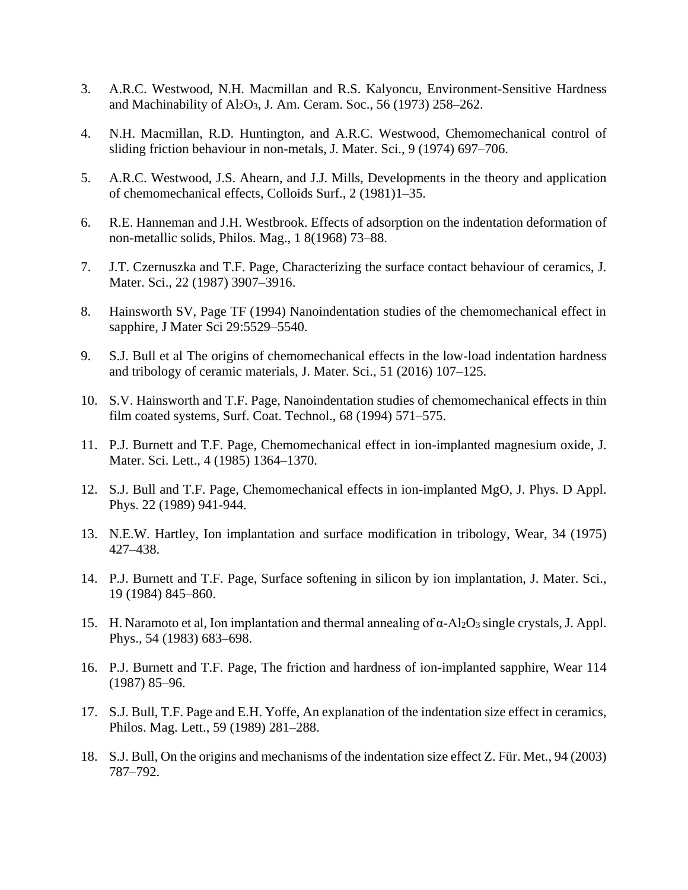3. A.R.C. Westwood, N.H. Macmillan and R.S. Kalyoncu, Environment-Sensitive Hardness and Machinability of $Al_2O_3$, J. Am. Ceram. Soc., 56 (1973) 258–262.

4. N.H. Macmillan, R.D. Huntington, and A.R.C. Westwood, Chemomechanical control of sliding friction behaviour in non-metals, J. Mater. Sci., 9 (1974) 697–706.

5. A.R.C. Westwood, J.S. Ahearn, and J.J. Mills, Developments in the theory and application of chemomechanical effects, Colloids Surf., 2 (1981)1–35.

6. R.E. Hanneman and J.H. Westbrook. Effects of adsorption on the indentation deformation of non-metallic solids, Philos. Mag., 1 8(1968) 73–88.

7. J.T. Czernuszka and T.F. Page, Characterizing the surface contact behaviour of ceramics, J. Mater. Sci., 22 (1987) 3907–3916.

8. Hainsworth SV, Page TF (1994) Nanoindentation studies of the chemomechanical effect in sapphire, J Mater Sci 29:5529–5540.

9. S.J. Bull et al The origins of chemomechanical effects in the low-load indentation hardness and tribology of ceramic materials, J. Mater. Sci., 51 (2016) 107–125.

10. S.V. Hainsworth and T.F. Page, Nanoindentation studies of chemomechanical effects in thin film coated systems, Surf. Coat. Technol., 68 (1994) 571–575.

11. P.J. Burnett and T.F. Page, Chemomechanical effect in ion-implanted magnesium oxide, J. Mater. Sci. Lett., 4 (1985) 1364–1370.

12. S.J. Bull and T.F. Page, Chemomechanical effects in ion-implanted MgO, J. Phys. D Appl. Phys. 22 (1989) 941-944.

13. N.E.W. Hartley, Ion implantation and surface modification in tribology, Wear, 34 (1975) 427–438.

14. P.J. Burnett and T.F. Page, Surface softening in silicon by ion implantation, J. Mater. Sci., 19 (1984) 845–860.

15. H. Naramoto et al, Ion implantation and thermal annealing of $\alpha$-$Al_2O_3$ single crystals, J. Appl. Phys., 54 (1983) 683–698.

16. P.J. Burnett and T.F. Page, The friction and hardness of ion-implanted sapphire, Wear 114 (1987) 85–96.

17. S.J. Bull, T.F. Page and E.H. Yoffe, An explanation of the indentation size effect in ceramics, Philos. Mag. Lett., 59 (1989) 281–288.

18. S.J. Bull, On the origins and mechanisms of the indentation size effect Z. Für. Met., 94 (2003) 787–792.